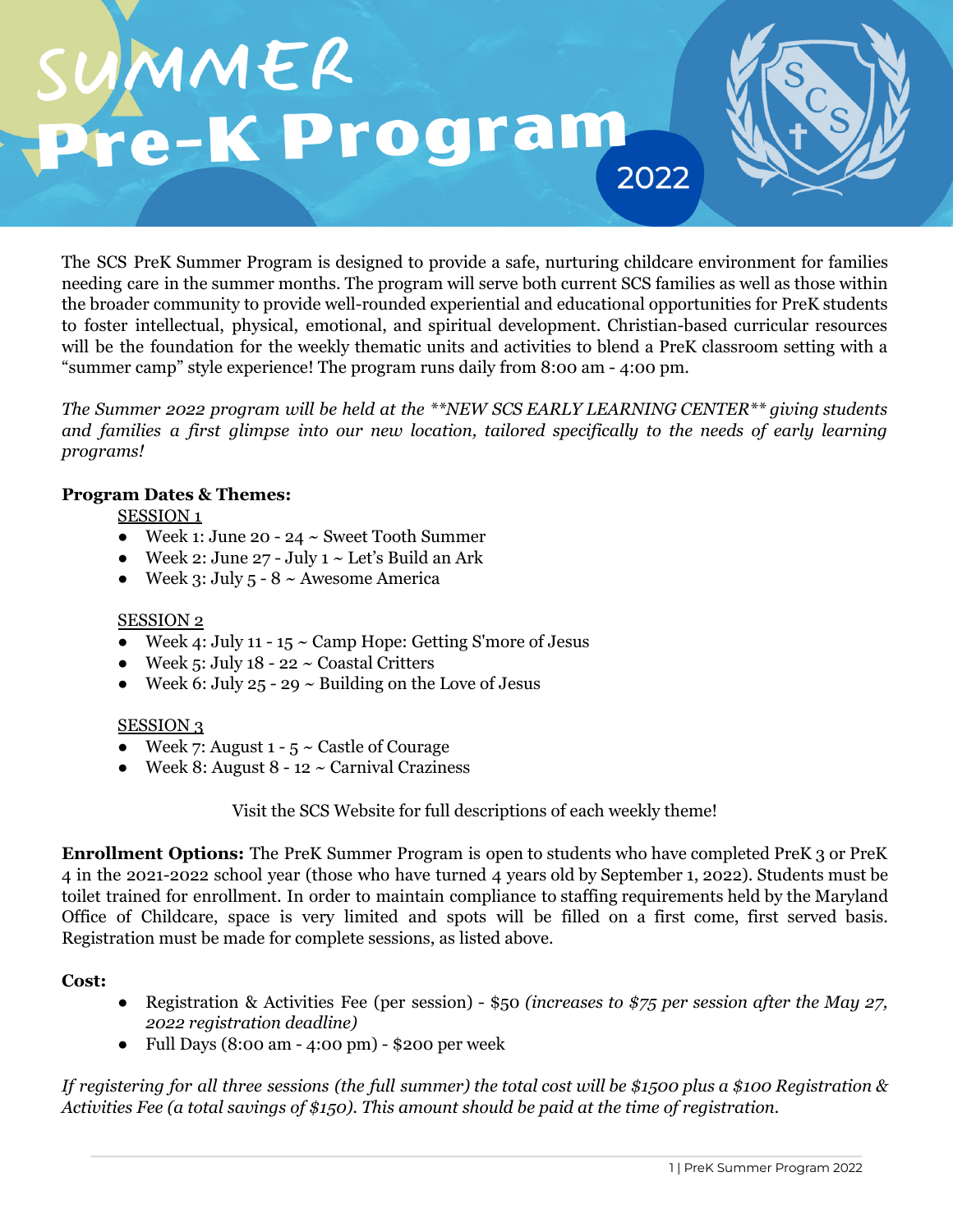# SUMMER Pre-K Program 2022

The SCS PreK Summer Program is designed to provide a safe, nurturing childcare environment for families needing care in the summer months. The program will serve both current SCS families as well as those within the broader community to provide well-rounded experiential and educational opportunities for PreK students to foster intellectual, physical, emotional, and spiritual development. Christian-based curricular resources will be the foundation for the weekly thematic units and activities to blend a PreK classroom setting with a "summer camp" style experience! The program runs daily from 8:00 am - 4:00 pm.

*The Summer 2022 program will be held at the **NEW SCS EARLY LEARNING CENTER** giving students and families a first glimpse into our new location, tailored specifically to the needs of early learning programs!*

**Program Dates & Themes:**

<u>SESSION 1</u>

- Week 1: June 20 - 24 ~ Sweet Tooth Summer
- Week 2: June 27 - July 1 ~ Let's Build an Ark
- Week 3: July 5 - 8 ~ Awesome America

<u>SESSION 2</u>

- Week 4: July 11 - 15 ~ Camp Hope: Getting S'more of Jesus
- Week 5: July 18 - 22 ~ Coastal Critters
- Week 6: July 25 - 29 ~ Building on the Love of Jesus

<u>SESSION 3</u>

- Week 7: August 1 - 5 ~ Castle of Courage
- Week 8: August 8 - 12 ~ Carnival Craziness

Visit the SCS Website for full descriptions of each weekly theme!

**Enrollment Options:** The PreK Summer Program is open to students who have completed PreK 3 or PreK 4 in the 2021-2022 school year (those who have turned 4 years old by September 1, 2022). Students must be toilet trained for enrollment. In order to maintain compliance to staffing requirements held by the Maryland Office of Childcare, space is very limited and spots will be filled on a first come, first served basis. Registration must be made for complete sessions, as listed above.

**Cost:**

- Registration & Activities Fee (per session) - $50 *(increases to $75 per session after the May 27, 2022 registration deadline)*
- Full Days (8:00 am - 4:00 pm) - $200 per week

*If registering for all three sessions (the full summer) the total cost will be $1500 plus a $100 Registration & Activities Fee (a total savings of $150). This amount should be paid at the time of registration.*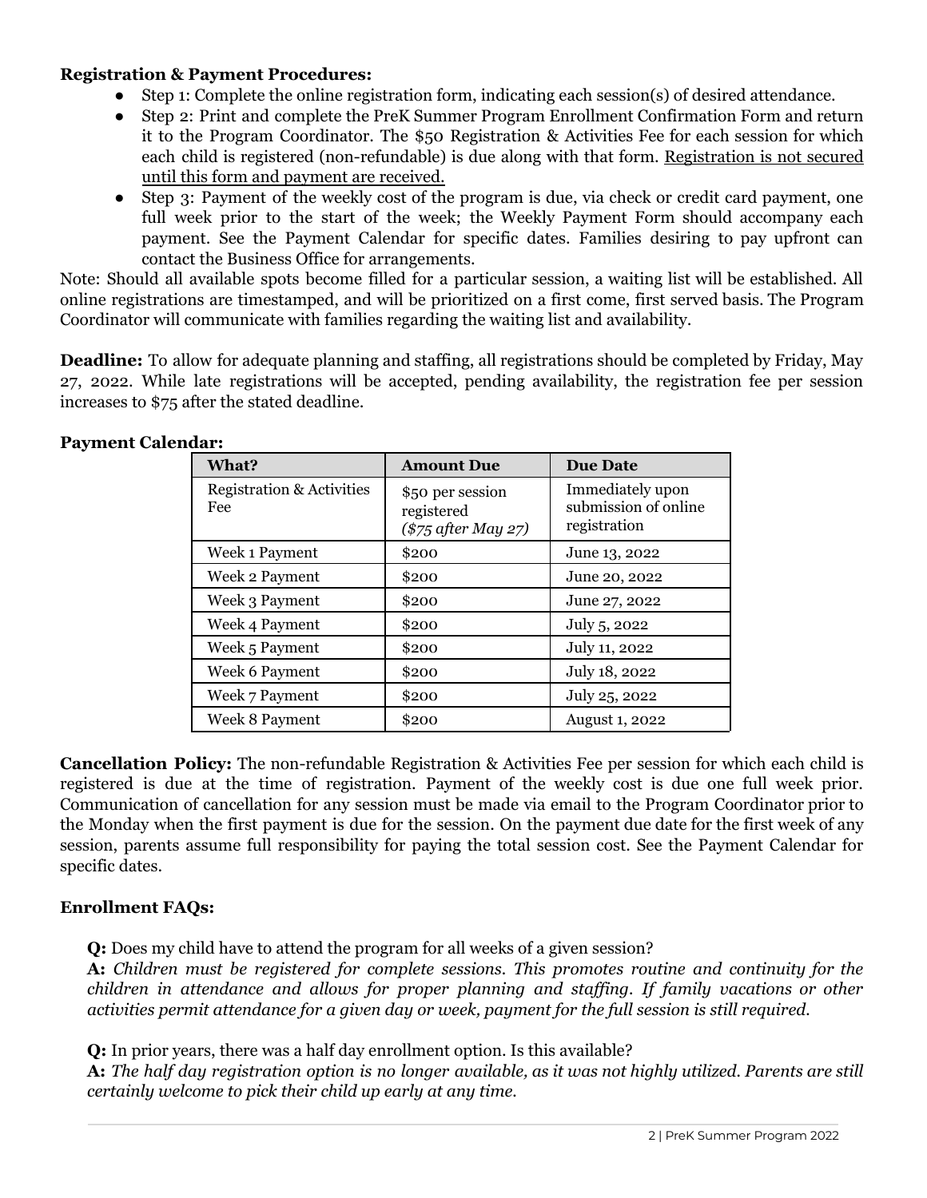**Registration & Payment Procedures:**

- Step 1: Complete the online registration form, indicating each session(s) of desired attendance.
- Step 2: Print and complete the PreK Summer Program Enrollment Confirmation Form and return it to the Program Coordinator. The $50 Registration & Activities Fee for each session for which each child is registered (non-refundable) is due along with that form. <u>Registration is not secured until this form and payment are received.</u>
- Step 3: Payment of the weekly cost of the program is due, via check or credit card payment, one full week prior to the start of the week; the Weekly Payment Form should accompany each payment. See the Payment Calendar for specific dates. Families desiring to pay upfront can contact the Business Office for arrangements.

Note: Should all available spots become filled for a particular session, a waiting list will be established. All online registrations are timestamped, and will be prioritized on a first come, first served basis. The Program Coordinator will communicate with families regarding the waiting list and availability.

**Deadline:** To allow for adequate planning and staffing, all registrations should be completed by Friday, May 27, 2022. While late registrations will be accepted, pending availability, the registration fee per session increases to $75 after the stated deadline.

**Payment Calendar:**

| What? | Amount Due | Due Date |
|---|---|---|
| Registration & Activities Fee | $50 per session registered *($75 after May 27)* | Immediately upon submission of online registration |
| Week 1 Payment | $200 | June 13, 2022 |
| Week 2 Payment | $200 | June 20, 2022 |
| Week 3 Payment | $200 | June 27, 2022 |
| Week 4 Payment | $200 | July 5, 2022 |
| Week 5 Payment | $200 | July 11, 2022 |
| Week 6 Payment | $200 | July 18, 2022 |
| Week 7 Payment | $200 | July 25, 2022 |
| Week 8 Payment | $200 | August 1, 2022 |

**Cancellation Policy:** The non-refundable Registration & Activities Fee per session for which each child is registered is due at the time of registration. Payment of the weekly cost is due one full week prior. Communication of cancellation for any session must be made via email to the Program Coordinator prior to the Monday when the first payment is due for the session. On the payment due date for the first week of any session, parents assume full responsibility for paying the total session cost. See the Payment Calendar for specific dates.

**Enrollment FAQs:**

**Q:** Does my child have to attend the program for all weeks of a given session?
**A:** *Children must be registered for complete sessions. This promotes routine and continuity for the children in attendance and allows for proper planning and staffing. If family vacations or other activities permit attendance for a given day or week, payment for the full session is still required.*

**Q:** In prior years, there was a half day enrollment option. Is this available?
**A:** *The half day registration option is no longer available, as it was not highly utilized. Parents are still certainly welcome to pick their child up early at any time.*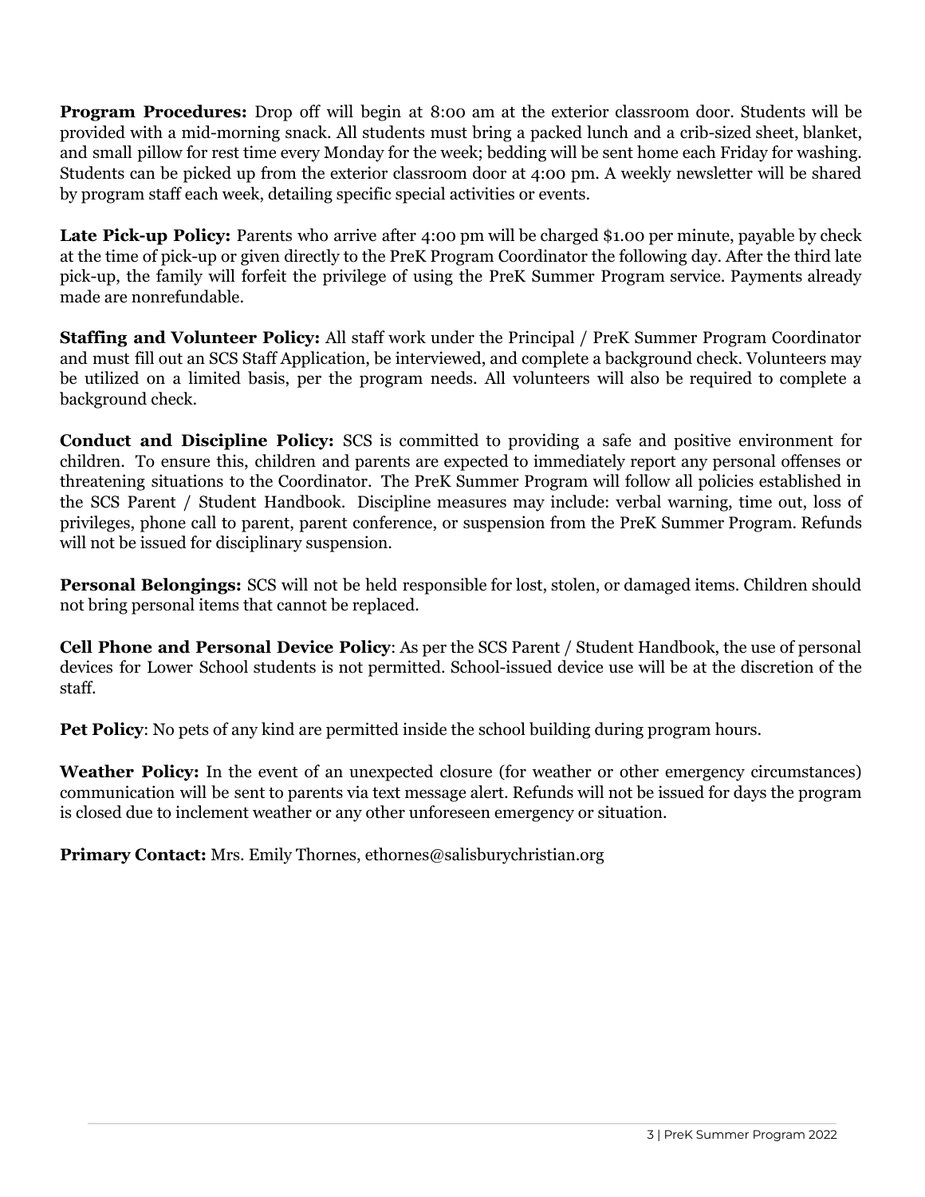**Program Procedures:** Drop off will begin at 8:00 am at the exterior classroom door. Students will be provided with a mid-morning snack. All students must bring a packed lunch and a crib-sized sheet, blanket, and small pillow for rest time every Monday for the week; bedding will be sent home each Friday for washing. Students can be picked up from the exterior classroom door at 4:00 pm. A weekly newsletter will be shared by program staff each week, detailing specific special activities or events.

**Late Pick-up Policy:** Parents who arrive after 4:00 pm will be charged $1.00 per minute, payable by check at the time of pick-up or given directly to the PreK Program Coordinator the following day. After the third late pick-up, the family will forfeit the privilege of using the PreK Summer Program service. Payments already made are nonrefundable.

**Staffing and Volunteer Policy:** All staff work under the Principal / PreK Summer Program Coordinator and must fill out an SCS Staff Application, be interviewed, and complete a background check. Volunteers may be utilized on a limited basis, per the program needs. All volunteers will also be required to complete a background check.

**Conduct and Discipline Policy:** SCS is committed to providing a safe and positive environment for children. To ensure this, children and parents are expected to immediately report any personal offenses or threatening situations to the Coordinator. The PreK Summer Program will follow all policies established in the SCS Parent / Student Handbook. Discipline measures may include: verbal warning, time out, loss of privileges, phone call to parent, parent conference, or suspension from the PreK Summer Program. Refunds will not be issued for disciplinary suspension.

**Personal Belongings:** SCS will not be held responsible for lost, stolen, or damaged items. Children should not bring personal items that cannot be replaced.

**Cell Phone and Personal Device Policy**: As per the SCS Parent / Student Handbook, the use of personal devices for Lower School students is not permitted. School-issued device use will be at the discretion of the staff.

**Pet Policy**: No pets of any kind are permitted inside the school building during program hours.

**Weather Policy:** In the event of an unexpected closure (for weather or other emergency circumstances) communication will be sent to parents via text message alert. Refunds will not be issued for days the program is closed due to inclement weather or any other unforeseen emergency or situation.

**Primary Contact:** Mrs. Emily Thornes, ethornes@salisburychristian.org